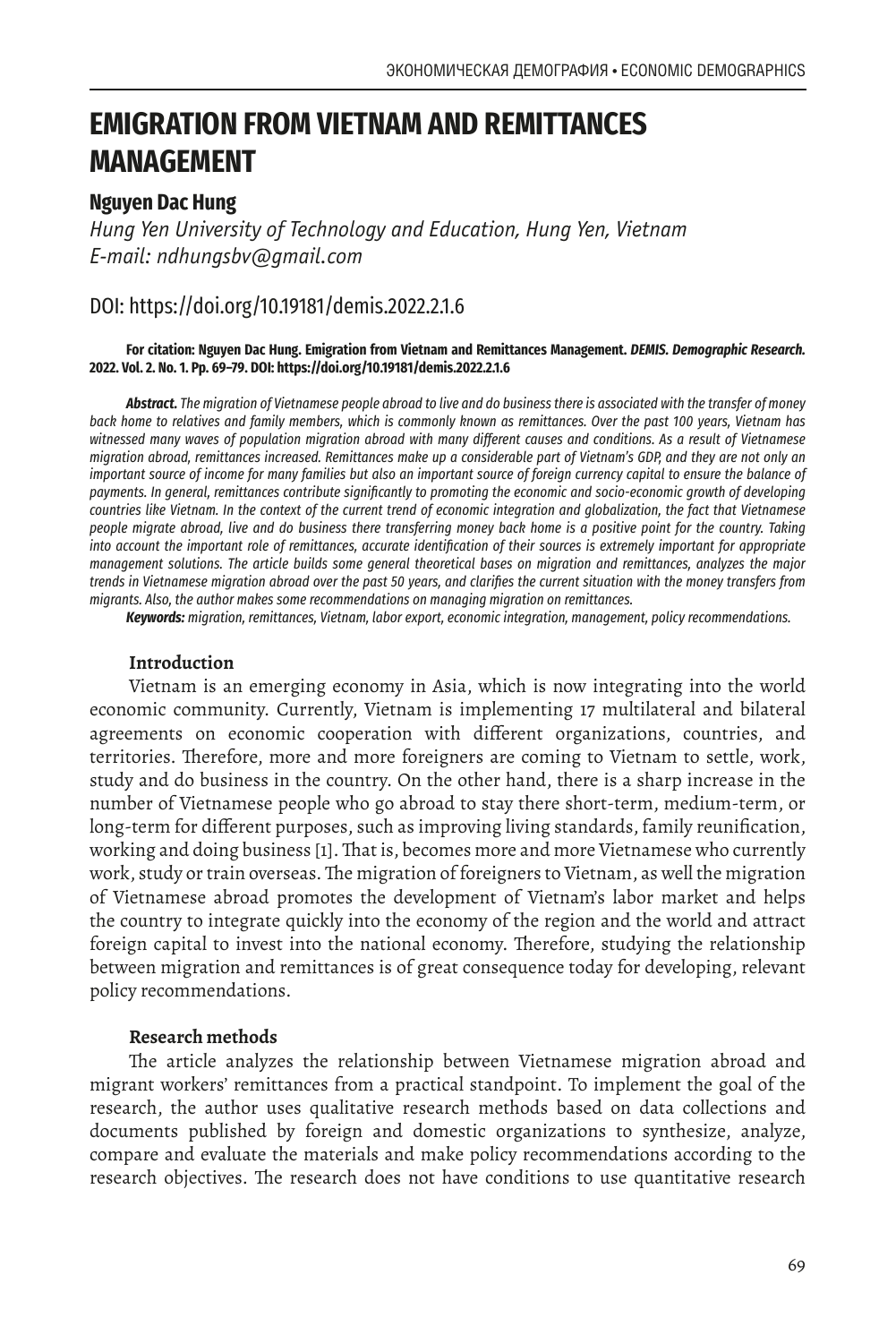# EMIGRATION FROM VIETNAM AND REMITTANCES MANAGEMENT

**Nguyen Dac Hung**

*Hung Yen University of Technology and Education, Hung Yen, Vietnam*
*E-mail: ndhungsbv@gmail.com*

DOI: https://doi.org/10.19181/demis.2022.2.1.6

**For citation: Nguyen Dac Hung. Emigration from Vietnam and Remittances Management. *DEMIS. Demographic Research.* 2022. Vol. 2. No. 1. Pp. 69–79. DOI: https://doi.org/10.19181/demis.2022.2.1.6**

***Abstract.*** *The migration of Vietnamese people abroad to live and do business there is associated with the transfer of money back home to relatives and family members, which is commonly known as remittances. Over the past 100 years, Vietnam has witnessed many waves of population migration abroad with many different causes and conditions. As a result of Vietnamese migration abroad, remittances increased. Remittances make up a considerable part of Vietnam's GDP, and they are not only an important source of income for many families but also an important source of foreign currency capital to ensure the balance of payments. In general, remittances contribute significantly to promoting the economic and socio-economic growth of developing countries like Vietnam. In the context of the current trend of economic integration and globalization, the fact that Vietnamese people migrate abroad, live and do business there transferring money back home is a positive point for the country. Taking into account the important role of remittances, accurate identification of their sources is extremely important for appropriate management solutions. The article builds some general theoretical bases on migration and remittances, analyzes the major trends in Vietnamese migration abroad over the past 50 years, and clarifies the current situation with the money transfers from migrants. Also, the author makes some recommendations on managing migration on remittances.*

***Keywords:*** *migration, remittances, Vietnam, labor export, economic integration, management, policy recommendations.*

## Introduction

Vietnam is an emerging economy in Asia, which is now integrating into the world economic community. Currently, Vietnam is implementing 17 multilateral and bilateral agreements on economic cooperation with different organizations, countries, and territories. Therefore, more and more foreigners are coming to Vietnam to settle, work, study and do business in the country. On the other hand, there is a sharp increase in the number of Vietnamese people who go abroad to stay there short-term, medium-term, or long-term for different purposes, such as improving living standards, family reunification, working and doing business [1]. That is, becomes more and more Vietnamese who currently work, study or train overseas. The migration of foreigners to Vietnam, as well the migration of Vietnamese abroad promotes the development of Vietnam's labor market and helps the country to integrate quickly into the economy of the region and the world and attract foreign capital to invest into the national economy. Therefore, studying the relationship between migration and remittances is of great consequence today for developing, relevant policy recommendations.

## Research methods

The article analyzes the relationship between Vietnamese migration abroad and migrant workers' remittances from a practical standpoint. To implement the goal of the research, the author uses qualitative research methods based on data collections and documents published by foreign and domestic organizations to synthesize, analyze, compare and evaluate the materials and make policy recommendations according to the research objectives. The research does not have conditions to use quantitative research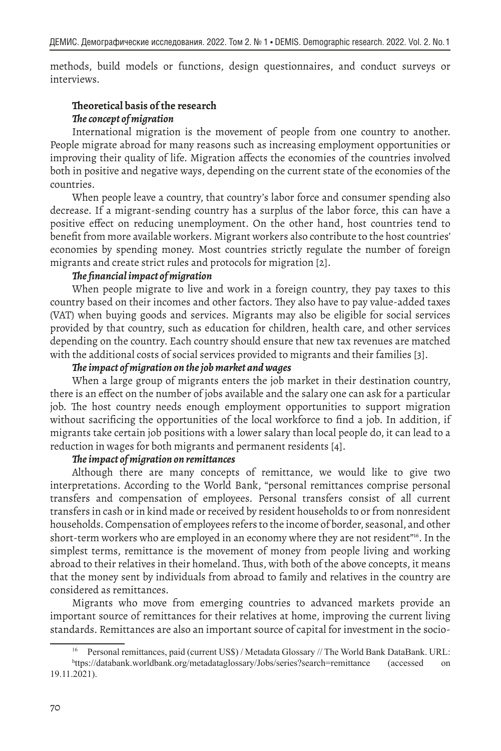methods, build models or functions, design questionnaires, and conduct surveys or interviews.

## Theoretical basis of the research

### *The concept of migration*

International migration is the movement of people from one country to another. People migrate abroad for many reasons such as increasing employment opportunities or improving their quality of life. Migration affects the economies of the countries involved both in positive and negative ways, depending on the current state of the economies of the countries.

When people leave a country, that country's labor force and consumer spending also decrease. If a migrant-sending country has a surplus of the labor force, this can have a positive effect on reducing unemployment. On the other hand, host countries tend to benefit from more available workers. Migrant workers also contribute to the host countries' economies by spending money. Most countries strictly regulate the number of foreign migrants and create strict rules and protocols for migration [2].

### *The financial impact of migration*

When people migrate to live and work in a foreign country, they pay taxes to this country based on their incomes and other factors. They also have to pay value-added taxes (VAT) when buying goods and services. Migrants may also be eligible for social services provided by that country, such as education for children, health care, and other services depending on the country. Each country should ensure that new tax revenues are matched with the additional costs of social services provided to migrants and their families [3].

### *The impact of migration on the job market and wages*

When a large group of migrants enters the job market in their destination country, there is an effect on the number of jobs available and the salary one can ask for a particular job. The host country needs enough employment opportunities to support migration without sacrificing the opportunities of the local workforce to find a job. In addition, if migrants take certain job positions with a lower salary than local people do, it can lead to a reduction in wages for both migrants and permanent residents [4].

### *The impact of migration on remittances*

Although there are many concepts of remittance, we would like to give two interpretations. According to the World Bank, "personal remittances comprise personal transfers and compensation of employees. Personal transfers consist of all current transfers in cash or in kind made or received by resident households to or from nonresident households. Compensation of employees refers to the income of border, seasonal, and other short-term workers who are employed in an economy where they are not resident"[16]. In the simplest terms, remittance is the movement of money from people living and working abroad to their relatives in their homeland. Thus, with both of the above concepts, it means that the money sent by individuals from abroad to family and relatives in the country are considered as remittances.

Migrants who move from emerging countries to advanced markets provide an important source of remittances for their relatives at home, improving the current living standards. Remittances are also an important source of capital for investment in the socio-

[16] Personal remittances, paid (current US$) / Metadata Glossary // The World Bank DataBank. URL: https://databank.worldbank.org/metadataglossary/Jobs/series?search=remittance (accessed on 19.11.2021).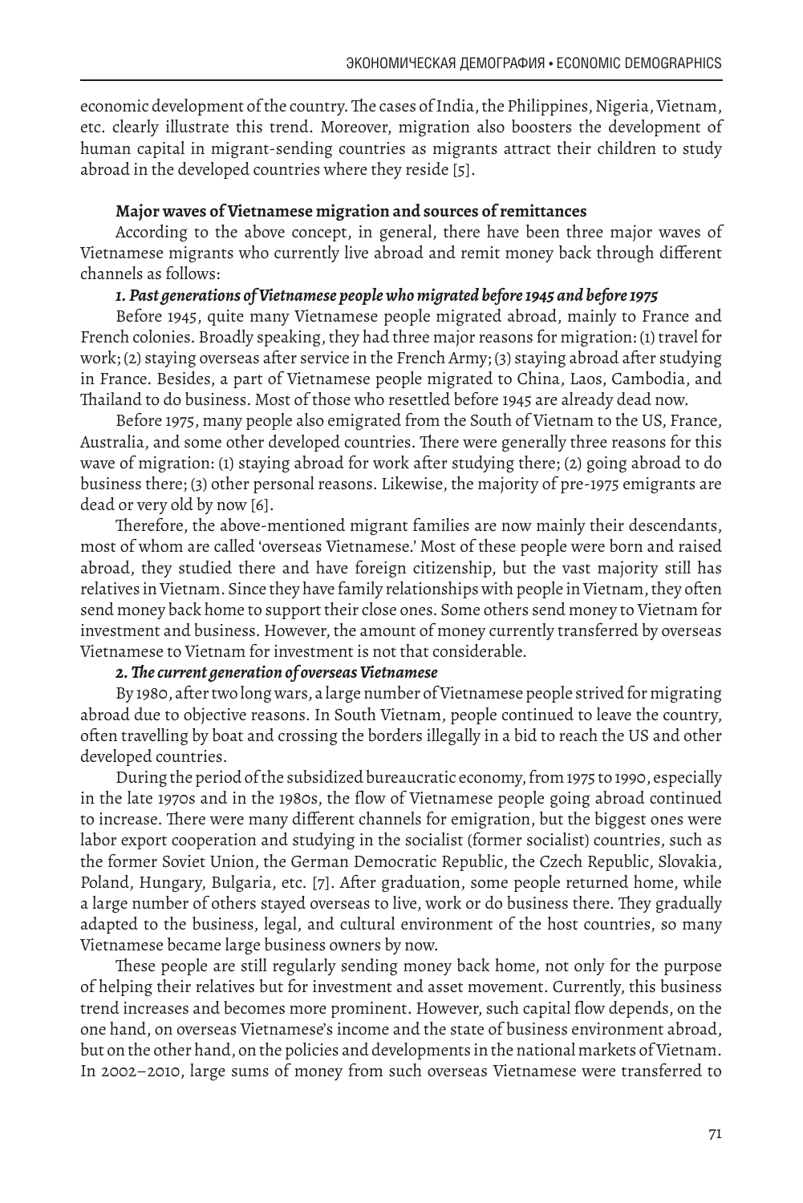economic development of the country. The cases of India, the Philippines, Nigeria, Vietnam, etc. clearly illustrate this trend. Moreover, migration also boosters the development of human capital in migrant-sending countries as migrants attract their children to study abroad in the developed countries where they reside [5].

**Major waves of Vietnamese migration and sources of remittances**

According to the above concept, in general, there have been three major waves of Vietnamese migrants who currently live abroad and remit money back through different channels as follows:

***1. Past generations of Vietnamese people who migrated before 1945 and before 1975***

Before 1945, quite many Vietnamese people migrated abroad, mainly to France and French colonies. Broadly speaking, they had three major reasons for migration: (1) travel for work; (2) staying overseas after service in the French Army; (3) staying abroad after studying in France. Besides, a part of Vietnamese people migrated to China, Laos, Cambodia, and Thailand to do business. Most of those who resettled before 1945 are already dead now.

Before 1975, many people also emigrated from the South of Vietnam to the US, France, Australia, and some other developed countries. There were generally three reasons for this wave of migration: (1) staying abroad for work after studying there; (2) going abroad to do business there; (3) other personal reasons. Likewise, the majority of pre-1975 emigrants are dead or very old by now [6].

Therefore, the above-mentioned migrant families are now mainly their descendants, most of whom are called 'overseas Vietnamese.' Most of these people were born and raised abroad, they studied there and have foreign citizenship, but the vast majority still has relatives in Vietnam. Since they have family relationships with people in Vietnam, they often send money back home to support their close ones. Some others send money to Vietnam for investment and business. However, the amount of money currently transferred by overseas Vietnamese to Vietnam for investment is not that considerable.

***2. The current generation of overseas Vietnamese***

By 1980, after two long wars, a large number of Vietnamese people strived for migrating abroad due to objective reasons. In South Vietnam, people continued to leave the country, often travelling by boat and crossing the borders illegally in a bid to reach the US and other developed countries.

During the period of the subsidized bureaucratic economy, from 1975 to 1990, especially in the late 1970s and in the 1980s, the flow of Vietnamese people going abroad continued to increase. There were many different channels for emigration, but the biggest ones were labor export cooperation and studying in the socialist (former socialist) countries, such as the former Soviet Union, the German Democratic Republic, the Czech Republic, Slovakia, Poland, Hungary, Bulgaria, etc. [7]. After graduation, some people returned home, while a large number of others stayed overseas to live, work or do business there. They gradually adapted to the business, legal, and cultural environment of the host countries, so many Vietnamese became large business owners by now.

These people are still regularly sending money back home, not only for the purpose of helping their relatives but for investment and asset movement. Currently, this business trend increases and becomes more prominent. However, such capital flow depends, on the one hand, on overseas Vietnamese's income and the state of business environment abroad, but on the other hand, on the policies and developments in the national markets of Vietnam. In 2002–2010, large sums of money from such overseas Vietnamese were transferred to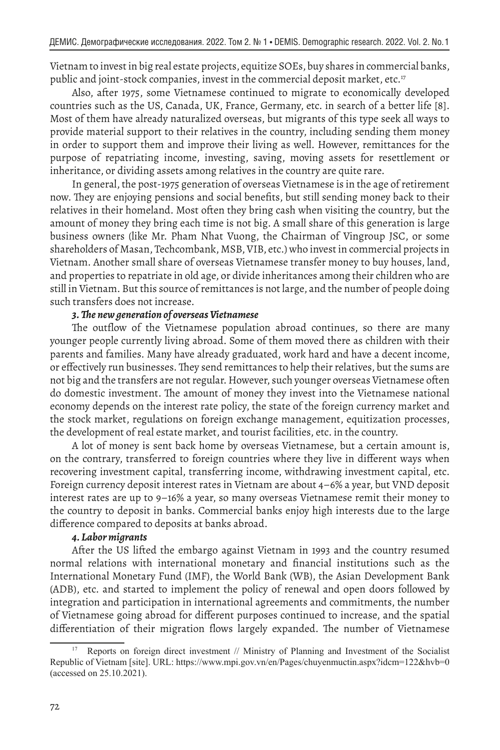Vietnam to invest in big real estate projects, equitize SOEs, buy shares in commercial banks, public and joint-stock companies, invest in the commercial deposit market, etc.[17]

Also, after 1975, some Vietnamese continued to migrate to economically developed countries such as the US, Canada, UK, France, Germany, etc. in search of a better life [8]. Most of them have already naturalized overseas, but migrants of this type seek all ways to provide material support to their relatives in the country, including sending them money in order to support them and improve their living as well. However, remittances for the purpose of repatriating income, investing, saving, moving assets for resettlement or inheritance, or dividing assets among relatives in the country are quite rare.

In general, the post-1975 generation of overseas Vietnamese is in the age of retirement now. They are enjoying pensions and social benefits, but still sending money back to their relatives in their homeland. Most often they bring cash when visiting the country, but the amount of money they bring each time is not big. A small share of this generation is large business owners (like Mr. Pham Nhat Vuong, the Chairman of Vingroup JSC, or some shareholders of Masan, Techcombank, MSB, VIB, etc.) who invest in commercial projects in Vietnam. Another small share of overseas Vietnamese transfer money to buy houses, land, and properties to repatriate in old age, or divide inheritances among their children who are still in Vietnam. But this source of remittances is not large, and the number of people doing such transfers does not increase.

***3. The new generation of overseas Vietnamese***

The outflow of the Vietnamese population abroad continues, so there are many younger people currently living abroad. Some of them moved there as children with their parents and families. Many have already graduated, work hard and have a decent income, or effectively run businesses. They send remittances to help their relatives, but the sums are not big and the transfers are not regular. However, such younger overseas Vietnamese often do domestic investment. The amount of money they invest into the Vietnamese national economy depends on the interest rate policy, the state of the foreign currency market and the stock market, regulations on foreign exchange management, equitization processes, the development of real estate market, and tourist facilities, etc. in the country.

A lot of money is sent back home by overseas Vietnamese, but a certain amount is, on the contrary, transferred to foreign countries where they live in different ways when recovering investment capital, transferring income, withdrawing investment capital, etc. Foreign currency deposit interest rates in Vietnam are about 4–6% a year, but VND deposit interest rates are up to 9–16% a year, so many overseas Vietnamese remit their money to the country to deposit in banks. Commercial banks enjoy high interests due to the large difference compared to deposits at banks abroad.

***4. Labor migrants***

After the US lifted the embargo against Vietnam in 1993 and the country resumed normal relations with international monetary and financial institutions such as the International Monetary Fund (IMF), the World Bank (WB), the Asian Development Bank (ADB), etc. and started to implement the policy of renewal and open doors followed by integration and participation in international agreements and commitments, the number of Vietnamese going abroad for different purposes continued to increase, and the spatial differentiation of their migration flows largely expanded. The number of Vietnamese

---

[17] Reports on foreign direct investment // Ministry of Planning and Investment of the Socialist Republic of Vietnam [site]. URL: https://www.mpi.gov.vn/en/Pages/chuyenmuctin.aspx?idcm=122&hvb=0 (accessed on 25.10.2021).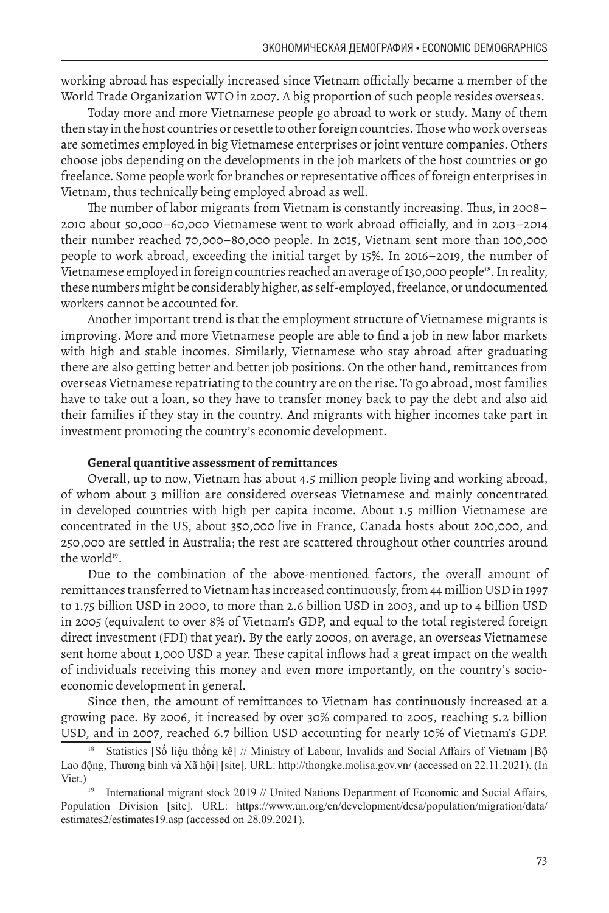working abroad has especially increased since Vietnam officially became a member of the World Trade Organization WTO in 2007. A big proportion of such people resides overseas.

Today more and more Vietnamese people go abroad to work or study. Many of them then stay in the host countries or resettle to other foreign countries. Those who work overseas are sometimes employed in big Vietnamese enterprises or joint venture companies. Others choose jobs depending on the developments in the job markets of the host countries or go freelance. Some people work for branches or representative offices of foreign enterprises in Vietnam, thus technically being employed abroad as well.

The number of labor migrants from Vietnam is constantly increasing. Thus, in 2008–2010 about 50,000–60,000 Vietnamese went to work abroad officially, and in 2013–2014 their number reached 70,000–80,000 people. In 2015, Vietnam sent more than 100,000 people to work abroad, exceeding the initial target by 15%. In 2016–2019, the number of Vietnamese employed in foreign countries reached an average of 130,000 people[18]. In reality, these numbers might be considerably higher, as self-employed, freelance, or undocumented workers cannot be accounted for.

Another important trend is that the employment structure of Vietnamese migrants is improving. More and more Vietnamese people are able to find a job in new labor markets with high and stable incomes. Similarly, Vietnamese who stay abroad after graduating there are also getting better and better job positions. On the other hand, remittances from overseas Vietnamese repatriating to the country are on the rise. To go abroad, most families have to take out a loan, so they have to transfer money back to pay the debt and also aid their families if they stay in the country. And migrants with higher incomes take part in investment promoting the country's economic development.

**General quantitive assessment of remittances**

Overall, up to now, Vietnam has about 4.5 million people living and working abroad, of whom about 3 million are considered overseas Vietnamese and mainly concentrated in developed countries with high per capita income. About 1.5 million Vietnamese are concentrated in the US, about 350,000 live in France, Canada hosts about 200,000, and 250,000 are settled in Australia; the rest are scattered throughout other countries around the world[19].

Due to the combination of the above-mentioned factors, the overall amount of remittances transferred to Vietnam has increased continuously, from 44 million USD in 1997 to 1.75 billion USD in 2000, to more than 2.6 billion USD in 2003, and up to 4 billion USD in 2005 (equivalent to over 8% of Vietnam's GDP, and equal to the total registered foreign direct investment (FDI) that year). By the early 2000s, on average, an overseas Vietnamese sent home about 1,000 USD a year. These capital inflows had a great impact on the wealth of individuals receiving this money and even more importantly, on the country's socio-economic development in general.

Since then, the amount of remittances to Vietnam has continuously increased at a growing pace. By 2006, it increased by over 30% compared to 2005, reaching 5.2 billion USD, and in 2007, reached 6.7 billion USD accounting for nearly 10% of Vietnam's GDP.

[18] Statistics [Số liệu thống kê] // Ministry of Labour, Invalids and Social Affairs of Vietnam [Bộ Lao động, Thương binh và Xã hội] [site]. URL: http://thongke.molisa.gov.vn/ (accessed on 22.11.2021). (In Viet.)

[19] International migrant stock 2019 // United Nations Department of Economic and Social Affairs, Population Division [site]. URL: https://www.un.org/en/development/desa/population/migration/data/estimates2/estimates19.asp (accessed on 28.09.2021).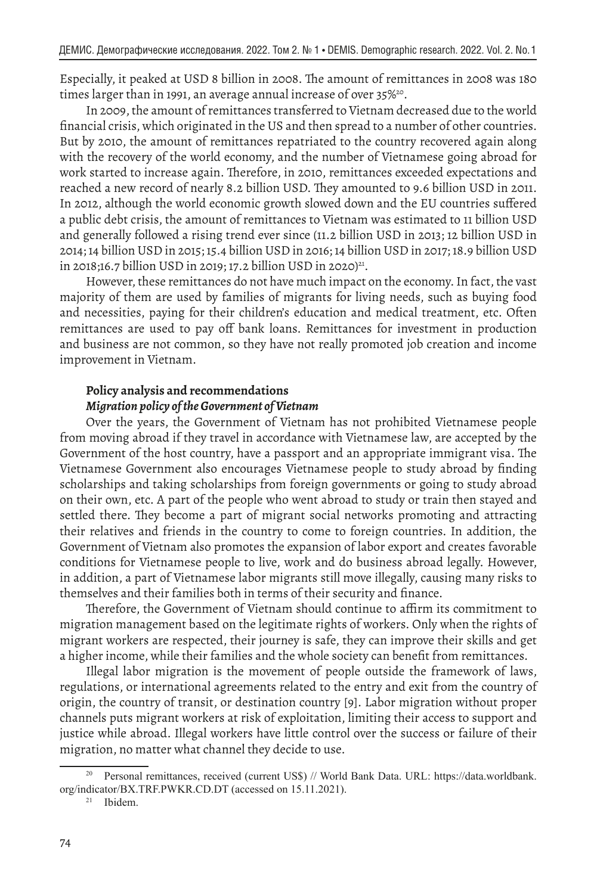Especially, it peaked at USD 8 billion in 2008. The amount of remittances in 2008 was 180 times larger than in 1991, an average annual increase of over 35%[20].

In 2009, the amount of remittances transferred to Vietnam decreased due to the world financial crisis, which originated in the US and then spread to a number of other countries. But by 2010, the amount of remittances repatriated to the country recovered again along with the recovery of the world economy, and the number of Vietnamese going abroad for work started to increase again. Therefore, in 2010, remittances exceeded expectations and reached a new record of nearly 8.2 billion USD. They amounted to 9.6 billion USD in 2011. In 2012, although the world economic growth slowed down and the EU countries suffered a public debt crisis, the amount of remittances to Vietnam was estimated to 11 billion USD and generally followed a rising trend ever since (11.2 billion USD in 2013; 12 billion USD in 2014; 14 billion USD in 2015; 15.4 billion USD in 2016; 14 billion USD in 2017; 18.9 billion USD in 2018;16.7 billion USD in 2019; 17.2 billion USD in 2020)[21].

However, these remittances do not have much impact on the economy. In fact, the vast majority of them are used by families of migrants for living needs, such as buying food and necessities, paying for their children's education and medical treatment, etc. Often remittances are used to pay off bank loans. Remittances for investment in production and business are not common, so they have not really promoted job creation and income improvement in Vietnam.

## Policy analysis and recommendations

### *Migration policy of the Government of Vietnam*

Over the years, the Government of Vietnam has not prohibited Vietnamese people from moving abroad if they travel in accordance with Vietnamese law, are accepted by the Government of the host country, have a passport and an appropriate immigrant visa. The Vietnamese Government also encourages Vietnamese people to study abroad by finding scholarships and taking scholarships from foreign governments or going to study abroad on their own, etc. A part of the people who went abroad to study or train then stayed and settled there. They become a part of migrant social networks promoting and attracting their relatives and friends in the country to come to foreign countries. In addition, the Government of Vietnam also promotes the expansion of labor export and creates favorable conditions for Vietnamese people to live, work and do business abroad legally. However, in addition, a part of Vietnamese labor migrants still move illegally, causing many risks to themselves and their families both in terms of their security and finance.

Therefore, the Government of Vietnam should continue to affirm its commitment to migration management based on the legitimate rights of workers. Only when the rights of migrant workers are respected, their journey is safe, they can improve their skills and get a higher income, while their families and the whole society can benefit from remittances.

Illegal labor migration is the movement of people outside the framework of laws, regulations, or international agreements related to the entry and exit from the country of origin, the country of transit, or destination country [9]. Labor migration without proper channels puts migrant workers at risk of exploitation, limiting their access to support and justice while abroad. Illegal workers have little control over the success or failure of their migration, no matter what channel they decide to use.

---

[20] Personal remittances, received (current US$) // World Bank Data. URL: https://data.worldbank.org/indicator/BX.TRF.PWKR.CD.DT (accessed on 15.11.2021).

[21] Ibidem.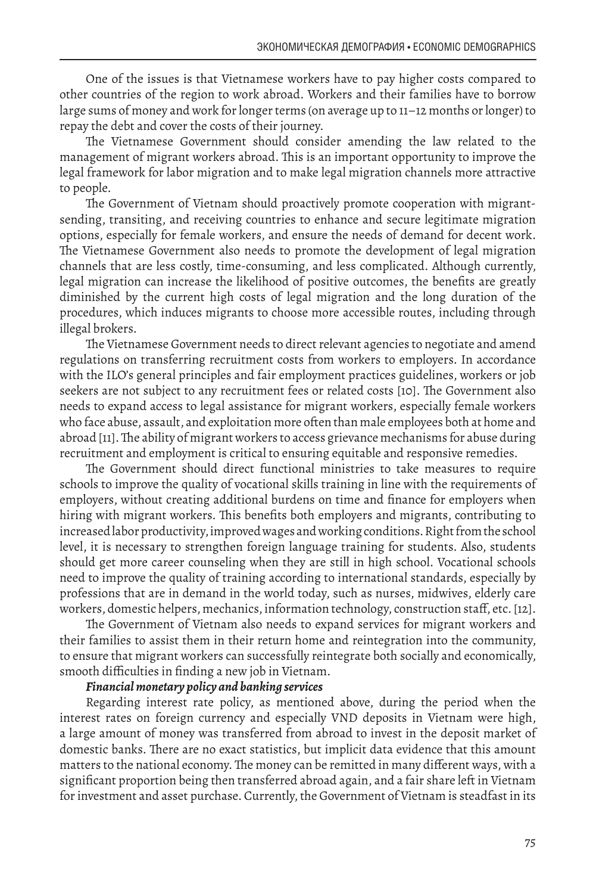One of the issues is that Vietnamese workers have to pay higher costs compared to other countries of the region to work abroad. Workers and their families have to borrow large sums of money and work for longer terms (on average up to 11–12 months or longer) to repay the debt and cover the costs of their journey.

The Vietnamese Government should consider amending the law related to the management of migrant workers abroad. This is an important opportunity to improve the legal framework for labor migration and to make legal migration channels more attractive to people.

The Government of Vietnam should proactively promote cooperation with migrant-sending, transiting, and receiving countries to enhance and secure legitimate migration options, especially for female workers, and ensure the needs of demand for decent work. The Vietnamese Government also needs to promote the development of legal migration channels that are less costly, time-consuming, and less complicated. Although currently, legal migration can increase the likelihood of positive outcomes, the benefits are greatly diminished by the current high costs of legal migration and the long duration of the procedures, which induces migrants to choose more accessible routes, including through illegal brokers.

The Vietnamese Government needs to direct relevant agencies to negotiate and amend regulations on transferring recruitment costs from workers to employers. In accordance with the ILO's general principles and fair employment practices guidelines, workers or job seekers are not subject to any recruitment fees or related costs [10]. The Government also needs to expand access to legal assistance for migrant workers, especially female workers who face abuse, assault, and exploitation more often than male employees both at home and abroad [11]. The ability of migrant workers to access grievance mechanisms for abuse during recruitment and employment is critical to ensuring equitable and responsive remedies.

The Government should direct functional ministries to take measures to require schools to improve the quality of vocational skills training in line with the requirements of employers, without creating additional burdens on time and finance for employers when hiring with migrant workers. This benefits both employers and migrants, contributing to increased labor productivity, improved wages and working conditions. Right from the school level, it is necessary to strengthen foreign language training for students. Also, students should get more career counseling when they are still in high school. Vocational schools need to improve the quality of training according to international standards, especially by professions that are in demand in the world today, such as nurses, midwives, elderly care workers, domestic helpers, mechanics, information technology, construction staff, etc. [12].

The Government of Vietnam also needs to expand services for migrant workers and their families to assist them in their return home and reintegration into the community, to ensure that migrant workers can successfully reintegrate both socially and economically, smooth difficulties in finding a new job in Vietnam.

***Financial monetary policy and banking services***

Regarding interest rate policy, as mentioned above, during the period when the interest rates on foreign currency and especially VND deposits in Vietnam were high, a large amount of money was transferred from abroad to invest in the deposit market of domestic banks. There are no exact statistics, but implicit data evidence that this amount matters to the national economy. The money can be remitted in many different ways, with a significant proportion being then transferred abroad again, and a fair share left in Vietnam for investment and asset purchase. Currently, the Government of Vietnam is steadfast in its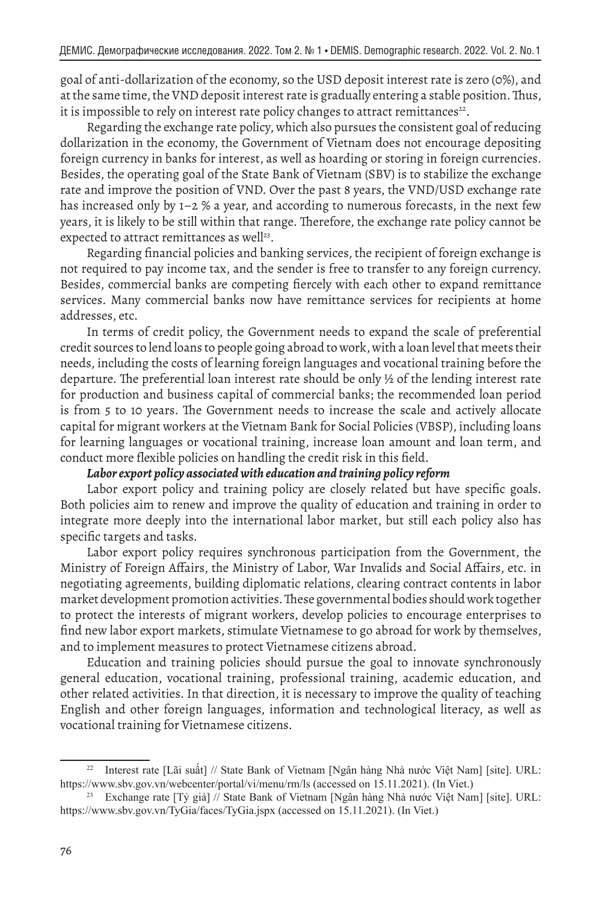goal of anti-dollarization of the economy, so the USD deposit interest rate is zero (0%), and at the same time, the VND deposit interest rate is gradually entering a stable position. Thus, it is impossible to rely on interest rate policy changes to attract remittances[22].

Regarding the exchange rate policy, which also pursues the consistent goal of reducing dollarization in the economy, the Government of Vietnam does not encourage depositing foreign currency in banks for interest, as well as hoarding or storing in foreign currencies. Besides, the operating goal of the State Bank of Vietnam (SBV) is to stabilize the exchange rate and improve the position of VND. Over the past 8 years, the VND/USD exchange rate has increased only by 1–2 % a year, and according to numerous forecasts, in the next few years, it is likely to be still within that range. Therefore, the exchange rate policy cannot be expected to attract remittances as well[23].

Regarding financial policies and banking services, the recipient of foreign exchange is not required to pay income tax, and the sender is free to transfer to any foreign currency. Besides, commercial banks are competing fiercely with each other to expand remittance services. Many commercial banks now have remittance services for recipients at home addresses, etc.

In terms of credit policy, the Government needs to expand the scale of preferential credit sources to lend loans to people going abroad to work, with a loan level that meets their needs, including the costs of learning foreign languages and vocational training before the departure. The preferential loan interest rate should be only ½ of the lending interest rate for production and business capital of commercial banks; the recommended loan period is from 5 to 10 years. The Government needs to increase the scale and actively allocate capital for migrant workers at the Vietnam Bank for Social Policies (VBSP), including loans for learning languages or vocational training, increase loan amount and loan term, and conduct more flexible policies on handling the credit risk in this field.

***Labor export policy associated with education and training policy reform***

Labor export policy and training policy are closely related but have specific goals. Both policies aim to renew and improve the quality of education and training in order to integrate more deeply into the international labor market, but still each policy also has specific targets and tasks.

Labor export policy requires synchronous participation from the Government, the Ministry of Foreign Affairs, the Ministry of Labor, War Invalids and Social Affairs, etc. in negotiating agreements, building diplomatic relations, clearing contract contents in labor market development promotion activities. These governmental bodies should work together to protect the interests of migrant workers, develop policies to encourage enterprises to find new labor export markets, stimulate Vietnamese to go abroad for work by themselves, and to implement measures to protect Vietnamese citizens abroad.

Education and training policies should pursue the goal to innovate synchronously general education, vocational training, professional training, academic education, and other related activities. In that direction, it is necessary to improve the quality of teaching English and other foreign languages, information and technological literacy, as well as vocational training for Vietnamese citizens.

---

[22] Interest rate [Lãi suất] // State Bank of Vietnam [Ngân hàng Nhà nước Việt Nam] [site]. URL: https://www.sbv.gov.vn/webcenter/portal/vi/menu/rm/ls (accessed on 15.11.2021). (In Viet.)

[23] Exchange rate [Tỷ giá] // State Bank of Vietnam [Ngân hàng Nhà nước Việt Nam] [site]. URL: https://www.sbv.gov.vn/TyGia/faces/TyGia.jspx (accessed on 15.11.2021). (In Viet.)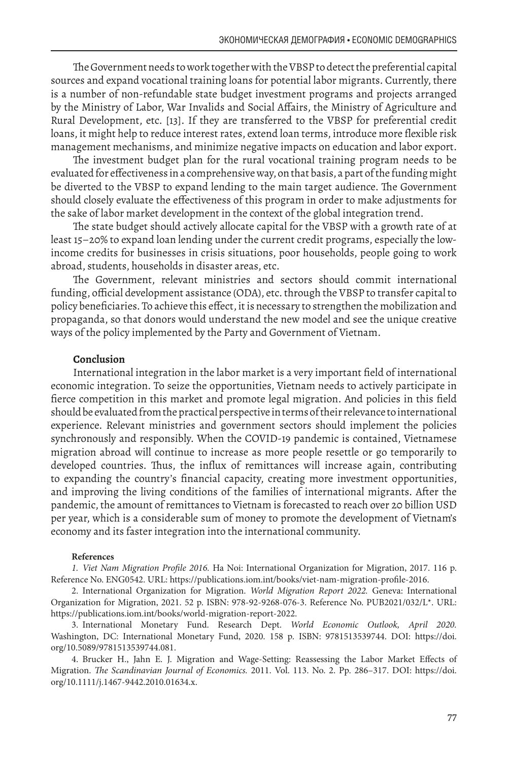The Government needs to work together with the VBSP to detect the preferential capital sources and expand vocational training loans for potential labor migrants. Currently, there is a number of non-refundable state budget investment programs and projects arranged by the Ministry of Labor, War Invalids and Social Affairs, the Ministry of Agriculture and Rural Development, etc. [13]. If they are transferred to the VBSP for preferential credit loans, it might help to reduce interest rates, extend loan terms, introduce more flexible risk management mechanisms, and minimize negative impacts on education and labor export.

The investment budget plan for the rural vocational training program needs to be evaluated for effectiveness in a comprehensive way, on that basis, a part of the funding might be diverted to the VBSP to expand lending to the main target audience. The Government should closely evaluate the effectiveness of this program in order to make adjustments for the sake of labor market development in the context of the global integration trend.

The state budget should actively allocate capital for the VBSP with a growth rate of at least 15–20% to expand loan lending under the current credit programs, especially the low-income credits for businesses in crisis situations, poor households, people going to work abroad, students, households in disaster areas, etc.

The Government, relevant ministries and sectors should commit international funding, official development assistance (ODA), etc. through the VBSP to transfer capital to policy beneficiaries. To achieve this effect, it is necessary to strengthen the mobilization and propaganda, so that donors would understand the new model and see the unique creative ways of the policy implemented by the Party and Government of Vietnam.

## Conclusion

International integration in the labor market is a very important field of international economic integration. To seize the opportunities, Vietnam needs to actively participate in fierce competition in this market and promote legal migration. And policies in this field should be evaluated from the practical perspective in terms of their relevance to international experience. Relevant ministries and government sectors should implement the policies synchronously and responsibly. When the COVID-19 pandemic is contained, Vietnamese migration abroad will continue to increase as more people resettle or go temporarily to developed countries. Thus, the influx of remittances will increase again, contributing to expanding the country's financial capacity, creating more investment opportunities, and improving the living conditions of the families of international migrants. After the pandemic, the amount of remittances to Vietnam is forecasted to reach over 20 billion USD per year, which is a considerable sum of money to promote the development of Vietnam's economy and its faster integration into the international community.

### References

1. *Viet Nam Migration Profile 2016.* Ha Noi: International Organization for Migration, 2017. 116 p. Reference No. ENG0542. URL: https://publications.iom.int/books/viet-nam-migration-profile-2016.

2. International Organization for Migration. *World Migration Report 2022.* Geneva: International Organization for Migration, 2021. 52 p. ISBN: 978-92-9268-076-3. Reference No. PUB2021/032/L*. URL: https://publications.iom.int/books/world-migration-report-2022.

3. International Monetary Fund. Research Dept. *World Economic Outlook, April 2020.* Washington, DC: International Monetary Fund, 2020. 158 p. ISBN: 9781513539744. DOI: https://doi.org/10.5089/9781513539744.081.

4. Brucker H., Jahn E. J. Migration and Wage-Setting: Reassessing the Labor Market Effects of Migration. *The Scandinavian Journal of Economics.* 2011. Vol. 113. No. 2. Pp. 286–317. DOI: https://doi.org/10.1111/j.1467-9442.2010.01634.x.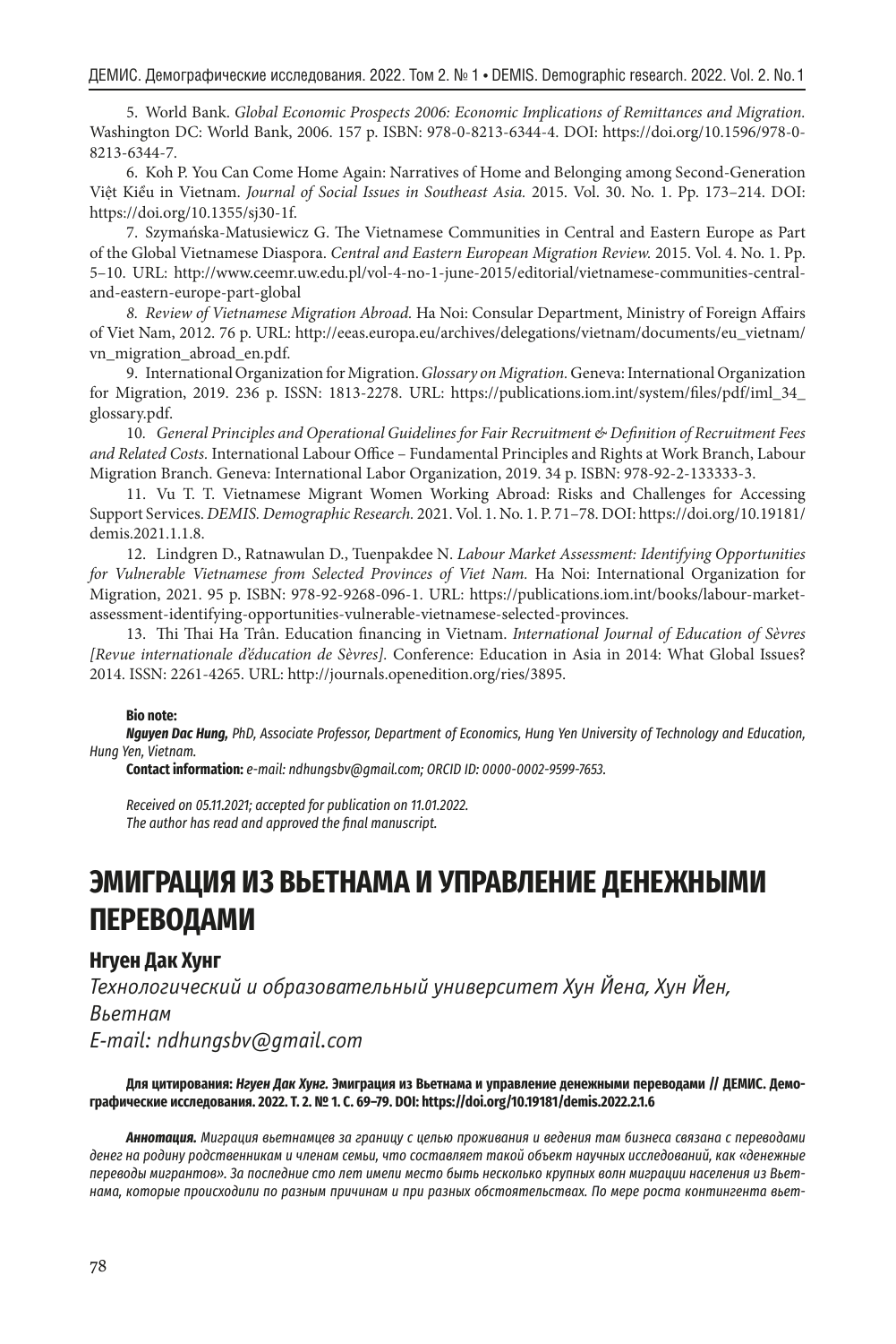5. World Bank. *Global Economic Prospects 2006: Economic Implications of Remittances and Migration.* Washington DC: World Bank, 2006. 157 p. ISBN: 978-0-8213-6344-4. DOI: https://doi.org/10.1596/978-0-8213-6344-7.

6. Koh P. You Can Come Home Again: Narratives of Home and Belonging among Second-Generation Việt Kiều in Vietnam. *Journal of Social Issues in Southeast Asia.* 2015. Vol. 30. No. 1. Pp. 173–214. DOI: https://doi.org/10.1355/sj30-1f.

7. Szymańska-Matusiewicz G. The Vietnamese Communities in Central and Eastern Europe as Part of the Global Vietnamese Diaspora. *Central and Eastern European Migration Review.* 2015. Vol. 4. No. 1. Pp. 5–10. URL: http://www.ceemr.uw.edu.pl/vol-4-no-1-june-2015/editorial/vietnamese-communities-central-and-eastern-europe-part-global

*8. Review of Vietnamese Migration Abroad.* Ha Noi: Consular Department, Ministry of Foreign Affairs of Viet Nam, 2012. 76 p. URL: http://eeas.europa.eu/archives/delegations/vietnam/documents/eu_vietnam/vn_migration_abroad_en.pdf.

9. International Organization for Migration. *Glossary on Migration.* Geneva: International Organization for Migration, 2019. 236 p. ISSN: 1813-2278. URL: https://publications.iom.int/system/files/pdf/iml_34_glossary.pdf.

10. *General Principles and Operational Guidelines for Fair Recruitment & Definition of Recruitment Fees and Related Costs.* International Labour Office – Fundamental Principles and Rights at Work Branch, Labour Migration Branch. Geneva: International Labor Organization, 2019. 34 p. ISBN: 978-92-2-133333-3.

11. Vu T. T. Vietnamese Migrant Women Working Abroad: Risks and Challenges for Accessing Support Services. *DEMIS. Demographic Research.* 2021. Vol. 1. No. 1. P. 71–78. DOI: https://doi.org/10.19181/demis.2021.1.1.8.

12. Lindgren D., Ratnawulan D., Tuenpakdee N. *Labour Market Assessment: Identifying Opportunities for Vulnerable Vietnamese from Selected Provinces of Viet Nam.* Ha Noi: International Organization for Migration, 2021. 95 p. ISBN: 978-92-9268-096-1. URL: https://publications.iom.int/books/labour-market-assessment-identifying-opportunities-vulnerable-vietnamese-selected-provinces.

13. Thi Thai Ha Trân. Education financing in Vietnam. *International Journal of Education of Sèvres [Revue internationale d'éducation de Sèvres].* Conference: Education in Asia in 2014: What Global Issues? 2014. ISSN: 2261-4265. URL: http://journals.openedition.org/ries/3895.

**Bio note:**

***Nguyen Dac Hung,*** *PhD, Associate Professor, Department of Economics, Hung Yen University of Technology and Education, Hung Yen, Vietnam.*

**Contact information:** *e-mail: ndhungsbv@gmail.com; ORCID ID: 0000-0002-9599-7653.*

*Received on 05.11.2021; accepted for publication on 11.01.2022.*
*The author has read and approved the final manuscript.*

# ЭМИГРАЦИЯ ИЗ ВЬЕТНАМА И УПРАВЛЕНИЕ ДЕНЕЖНЫМИ ПЕРЕВОДАМИ

**Нгуен Дак Хунг**

*Технологический и образовательный университет Хун Йена, Хун Йен, Вьетнам*

*E-mail: ndhungsbv@gmail.com*

**Для цитирования: *Нгуен Дак Хунг.* Эмиграция из Вьетнама и управление денежными переводами // ДЕМИС. Демографические исследования. 2022. Т. 2. № 1. С. 69–79. DOI: https://doi.org/10.19181/demis.2022.2.1.6**

***Аннотация.*** *Миграция вьетнамцев за границу с целью проживания и ведения там бизнеса связана с переводами денег на родину родственникам и членам семьи, что составляет такой объект научных исследований, как «денежные переводы мигрантов». За последние сто лет имели место быть несколько крупных волн миграции населения из Вьетнама, которые происходили по разным причинам и при разных обстоятельствах. По мере роста контингента вьет-*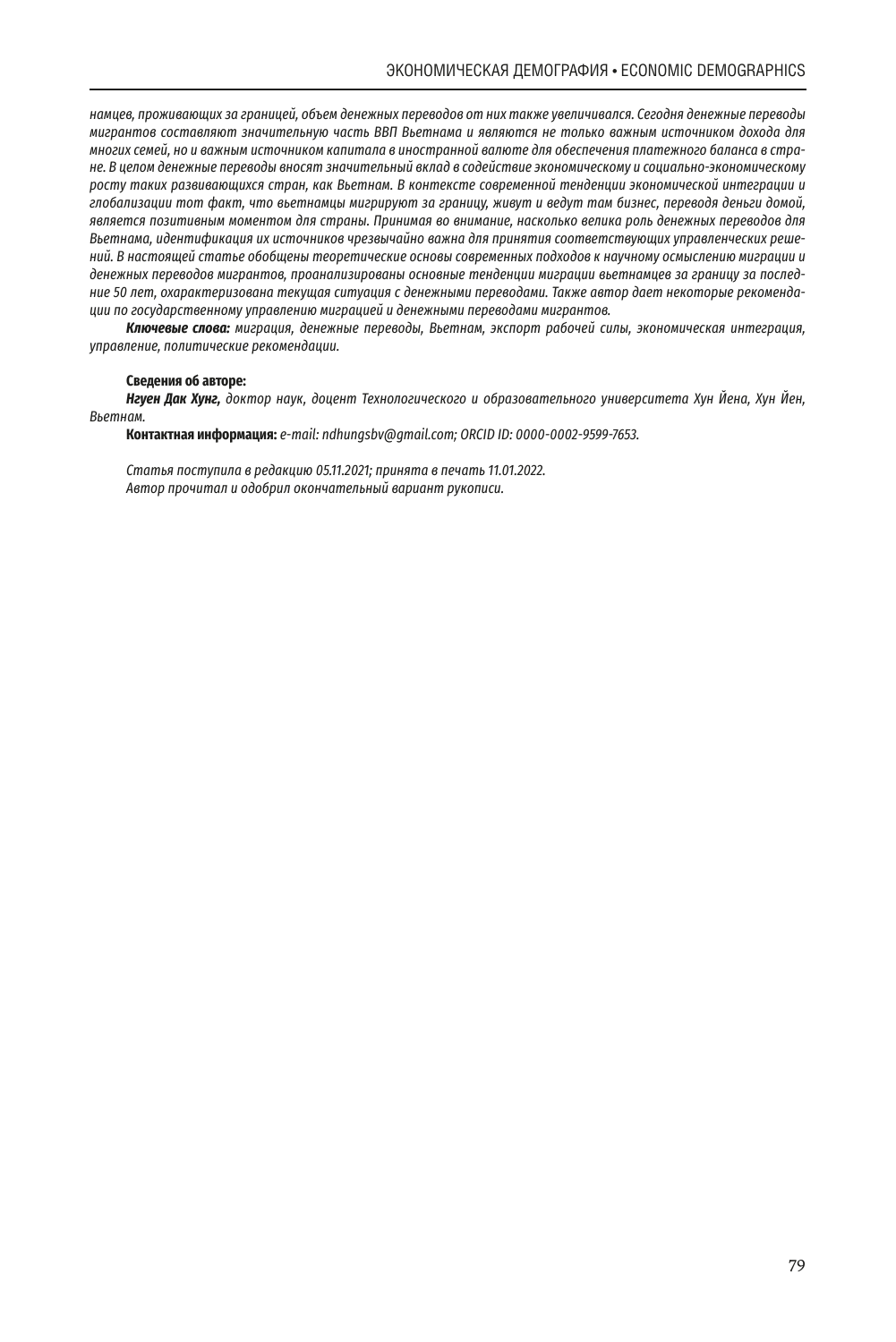*намцев, проживающих за границей, объем денежных переводов от них также увеличивался. Сегодня денежные переводы мигрантов составляют значительную часть ВВП Вьетнама и являются не только важным источником дохода для многих семей, но и важным источником капитала в иностранной валюте для обеспечения платежного баланса в стране. В целом денежные переводы вносят значительный вклад в содействие экономическому и социально-экономическому росту таких развивающихся стран, как Вьетнам. В контексте современной тенденции экономической интеграции и глобализации тот факт, что вьетнамцы мигрируют за границу, живут и ведут там бизнес, переводя деньги домой, является позитивным моментом для страны. Принимая во внимание, насколько велика роль денежных переводов для Вьетнама, идентификация их источников чрезвычайно важна для принятия соответствующих управленческих решений. В настоящей статье обобщены теоретические основы современных подходов к научному осмыслению миграции и денежных переводов мигрантов, проанализированы основные тенденции миграции вьетнамцев за границу за последние 50 лет, охарактеризована текущая ситуация с денежными переводами. Также автор дает некоторые рекомендации по государственному управлению миграцией и денежными переводами мигрантов.*

***Ключевые слова:*** *миграция, денежные переводы, Вьетнам, экспорт рабочей силы, экономическая интеграция, управление, политические рекомендации.*

**Сведения об авторе:**

***Нгуен Дак Хунг,*** *доктор наук, доцент Технологического и образовательного университета Хун Йена, Хун Йен, Вьетнам.*

**Контактная информация:** *e-mail: ndhungsbv@gmail.com; ORCID ID: 0000-0002-9599-7653.*

*Статья поступила в редакцию 05.11.2021; принята в печать 11.01.2022.*
*Автор прочитал и одобрил окончательный вариант рукописи.*